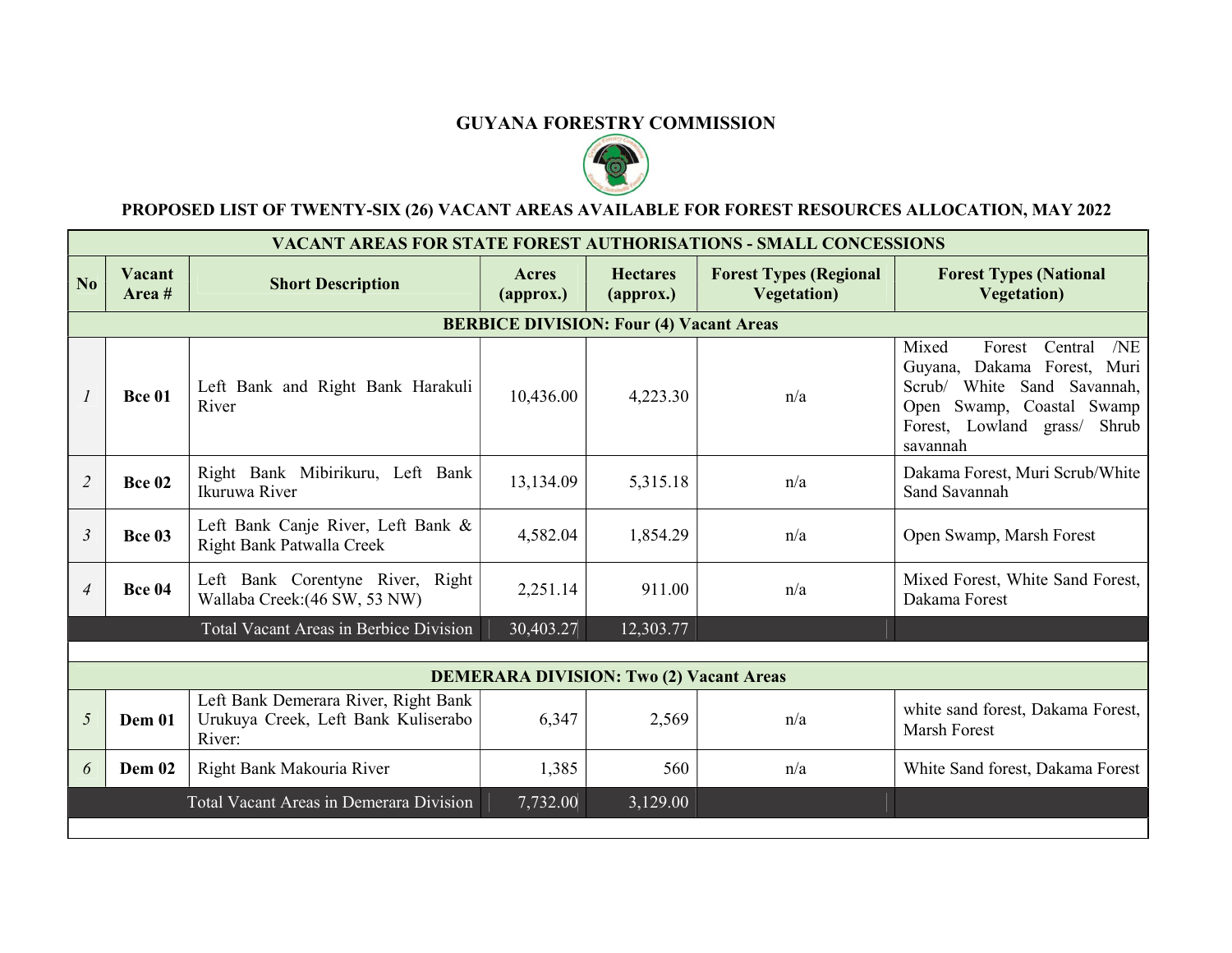# GUYANA FORESTRY COMMISSION

## PROPOSED LIST OF TWENTY-SIX (26) VACANT AREAS AVAILABLE FOR FOREST RESOURCES ALLOCATION, MAY 2022

| VACANT AREAS FOR STATE FOREST AUTHORISATIONS - SMALL CONCESSIONS | | | | | | |
|---|---|---|---|---|---|---|
| **No** | **Vacant Area #** | **Short Description** | **Acres (approx.)** | **Hectares (approx.)** | **Forest Types (Regional Vegetation)** | **Forest Types (National Vegetation)** |
| **BERBICE DIVISION: Four (4) Vacant Areas** | | | | | | |
| *1* | **Bce 01** | Left Bank and Right Bank Harakuli River | 10,436.00 | 4,223.30 | n/a | Mixed Forest Central /NE Guyana, Dakama Forest, Muri Scrub/ White Sand Savannah, Open Swamp, Coastal Swamp Forest, Lowland grass/ Shrub savannah |
| *2* | **Bce 02** | Right Bank Mibirikuru, Left Bank Ikuruwa River | 13,134.09 | 5,315.18 | n/a | Dakama Forest, Muri Scrub/White Sand Savannah |
| *3* | **Bce 03** | Left Bank Canje River, Left Bank & Right Bank Patwalla Creek | 4,582.04 | 1,854.29 | n/a | Open Swamp, Marsh Forest |
| *4* | **Bce 04** | Left Bank Corentyne River, Right Wallaba Creek:(46 SW, 53 NW) | 2,251.14 | 911.00 | n/a | Mixed Forest, White Sand Forest, Dakama Forest |
| | | Total Vacant Areas in Berbice Division | 30,403.27 | 12,303.77 | | |
| | | | | | | |
| **DEMERARA DIVISION: Two (2) Vacant Areas** | | | | | | |
| *5* | **Dem 01** | Left Bank Demerara River, Right Bank Urukuya Creek, Left Bank Kuliserabo River: | 6,347 | 2,569 | n/a | white sand forest, Dakama Forest, Marsh Forest |
| *6* | **Dem 02** | Right Bank Makouria River | 1,385 | 560 | n/a | White Sand forest, Dakama Forest |
| | | Total Vacant Areas in Demerara Division | 7,732.00 | 3,129.00 | | |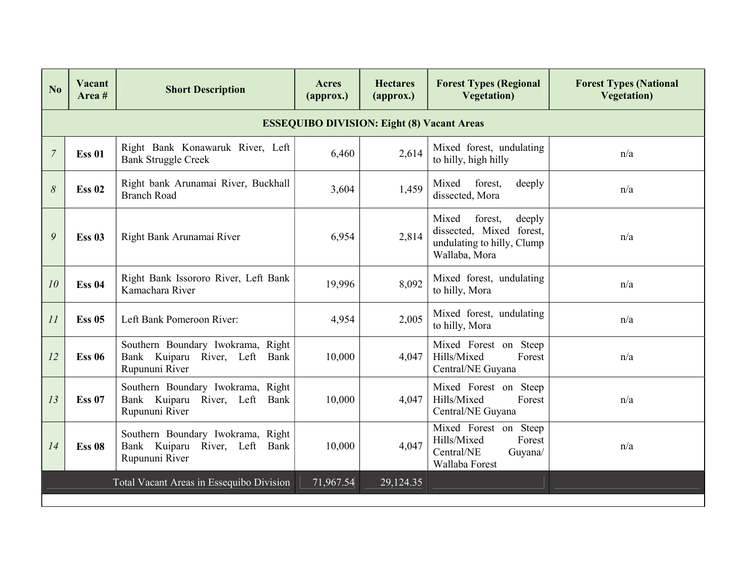| No | Vacant Area # | Short Description | Acres (approx.) | Hectares (approx.) | Forest Types (Regional Vegetation) | Forest Types (National Vegetation) |
|---|---|---|---|---|---|---|
| **ESSEQUIBO DIVISION: Eight (8) Vacant Areas** | | | | | | |
| *7* | **Ess 01** | Right Bank Konawaruk River, Left Bank Struggle Creek | 6,460 | 2,614 | Mixed forest, undulating to hilly, high hilly | n/a |
| *8* | **Ess 02** | Right bank Arunamai River, Buckhall Branch Road | 3,604 | 1,459 | Mixed forest, deeply dissected, Mora | n/a |
| *9* | **Ess 03** | Right Bank Arunamai River | 6,954 | 2,814 | Mixed forest, deeply dissected, Mixed forest, undulating to hilly, Clump Wallaba, Mora | n/a |
| *10* | **Ess 04** | Right Bank Issororo River, Left Bank Kamachara River | 19,996 | 8,092 | Mixed forest, undulating to hilly, Mora | n/a |
| *11* | **Ess 05** | Left Bank Pomeroon River: | 4,954 | 2,005 | Mixed forest, undulating to hilly, Mora | n/a |
| *12* | **Ess 06** | Southern Boundary Iwokrama, Right Bank Kuiparu River, Left Bank Rupununi River | 10,000 | 4,047 | Mixed Forest on Steep Hills/Mixed Forest Central/NE Guyana | n/a |
| *13* | **Ess 07** | Southern Boundary Iwokrama, Right Bank Kuiparu River, Left Bank Rupununi River | 10,000 | 4,047 | Mixed Forest on Steep Hills/Mixed Forest Central/NE Guyana | n/a |
| *14* | **Ess 08** | Southern Boundary Iwokrama, Right Bank Kuiparu River, Left Bank Rupununi River | 10,000 | 4,047 | Mixed Forest on Steep Hills/Mixed Forest Central/NE Guyana/ Wallaba Forest | n/a |
| Total Vacant Areas in Essequibo Division | | | 71,967.54 | 29,124.35 | | |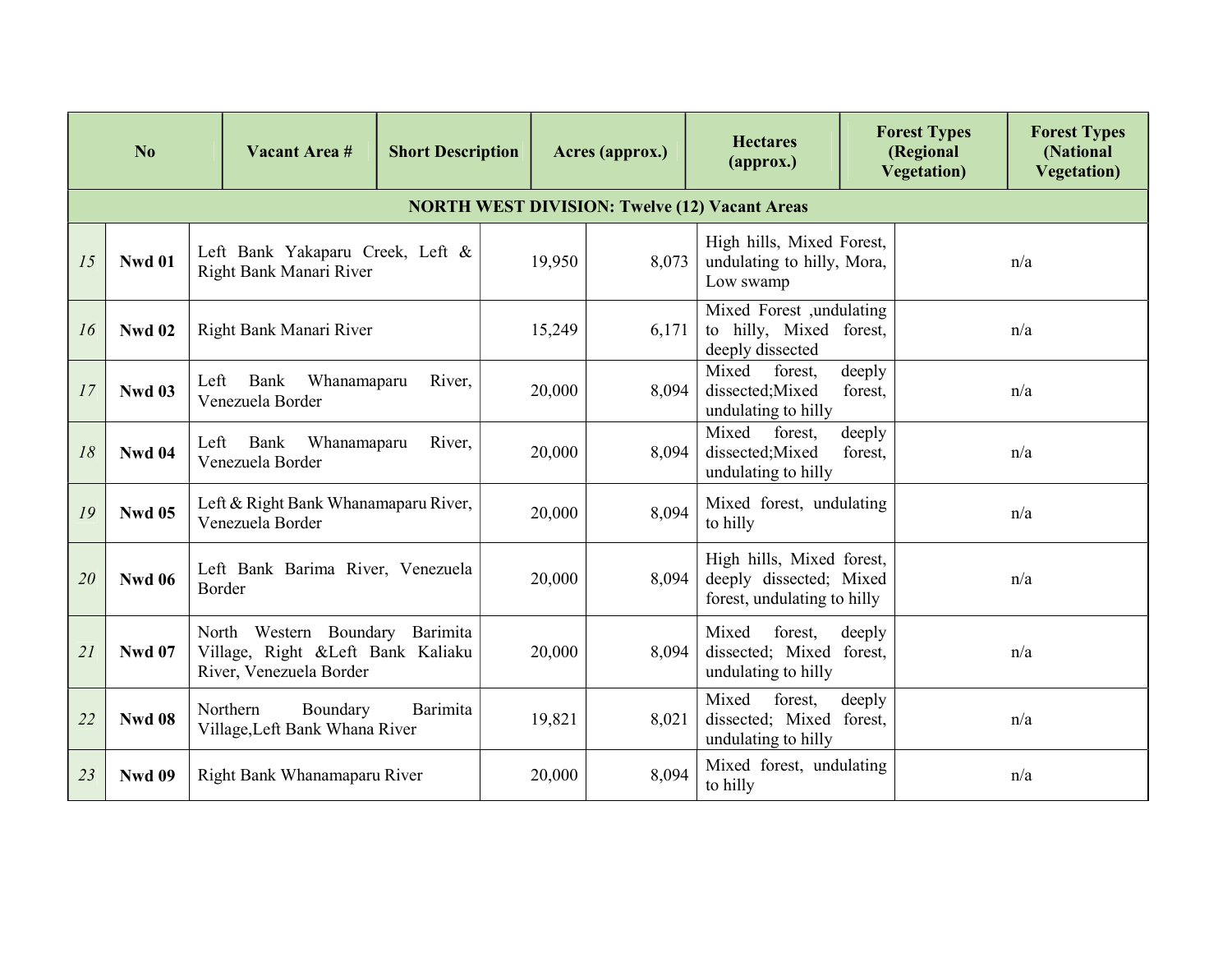| No | Vacant Area # | Short Description | Acres (approx.) | Hectares (approx.) | Forest Types (Regional Vegetation) | Forest Types (National Vegetation) |
|---|---|---|---|---|---|---|
| **NORTH WEST DIVISION: Twelve (12) Vacant Areas** | | | | | | |
| *15* | **Nwd 01** | Left Bank Yakaparu Creek, Left & Right Bank Manari River | 19,950 | 8,073 | High hills, Mixed Forest, undulating to hilly, Mora, Low swamp | n/a |
| *16* | **Nwd 02** | Right Bank Manari River | 15,249 | 6,171 | Mixed Forest ,undulating to hilly, Mixed forest, deeply dissected | n/a |
| *17* | **Nwd 03** | Left Bank Whanamaparu River, Venezuela Border | 20,000 | 8,094 | Mixed forest, deeply dissected;Mixed forest, undulating to hilly | n/a |
| *18* | **Nwd 04** | Left Bank Whanamaparu River, Venezuela Border | 20,000 | 8,094 | Mixed forest, deeply dissected;Mixed forest, undulating to hilly | n/a |
| *19* | **Nwd 05** | Left & Right Bank Whanamaparu River, Venezuela Border | 20,000 | 8,094 | Mixed forest, undulating to hilly | n/a |
| *20* | **Nwd 06** | Left Bank Barima River, Venezuela Border | 20,000 | 8,094 | High hills, Mixed forest, deeply dissected; Mixed forest, undulating to hilly | n/a |
| *21* | **Nwd 07** | North Western Boundary Barimita Village, Right &Left Bank Kaliaku River, Venezuela Border | 20,000 | 8,094 | Mixed forest, deeply dissected; Mixed forest, undulating to hilly | n/a |
| *22* | **Nwd 08** | Northern Boundary Barimita Village,Left Bank Whana River | 19,821 | 8,021 | Mixed forest, deeply dissected; Mixed forest, undulating to hilly | n/a |
| *23* | **Nwd 09** | Right Bank Whanamaparu River | 20,000 | 8,094 | Mixed forest, undulating to hilly | n/a |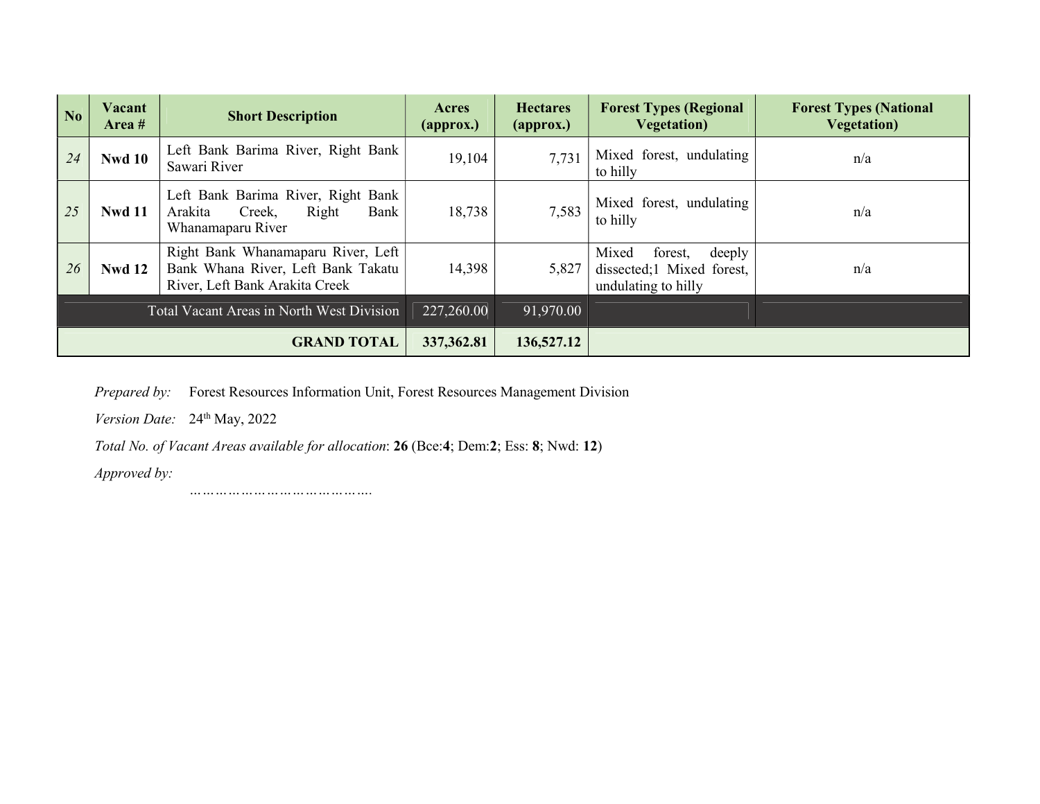| No | Vacant Area # | Short Description | Acres (approx.) | Hectares (approx.) | Forest Types (Regional Vegetation) | Forest Types (National Vegetation) |
|---|---|---|---|---|---|---|
| *24* | **Nwd 10** | Left Bank Barima River, Right Bank Sawari River | 19,104 | 7,731 | Mixed forest, undulating to hilly | n/a |
| *25* | **Nwd 11** | Left Bank Barima River, Right Bank Arakita Creek, Right Bank Whanamaparu River | 18,738 | 7,583 | Mixed forest, undulating to hilly | n/a |
| *26* | **Nwd 12** | Right Bank Whanamaparu River, Left Bank Whana River, Left Bank Takatu River, Left Bank Arakita Creek | 14,398 | 5,827 | Mixed forest, deeply dissected;1 Mixed forest, undulating to hilly | n/a |
| Total Vacant Areas in North West Division | | | 227,260.00 | 91,970.00 | | |
| **GRAND TOTAL** | | | **337,362.81** | **136,527.12** | | |

*Prepared by:* Forest Resources Information Unit, Forest Resources Management Division

*Version Date:* 24th May, 2022

*Total No. of Vacant Areas available for allocation*: **26** (Bce:**4**; Dem:**2**; Ess: **8**; Nwd: **12**)

*Approved by:*

…………………………………….